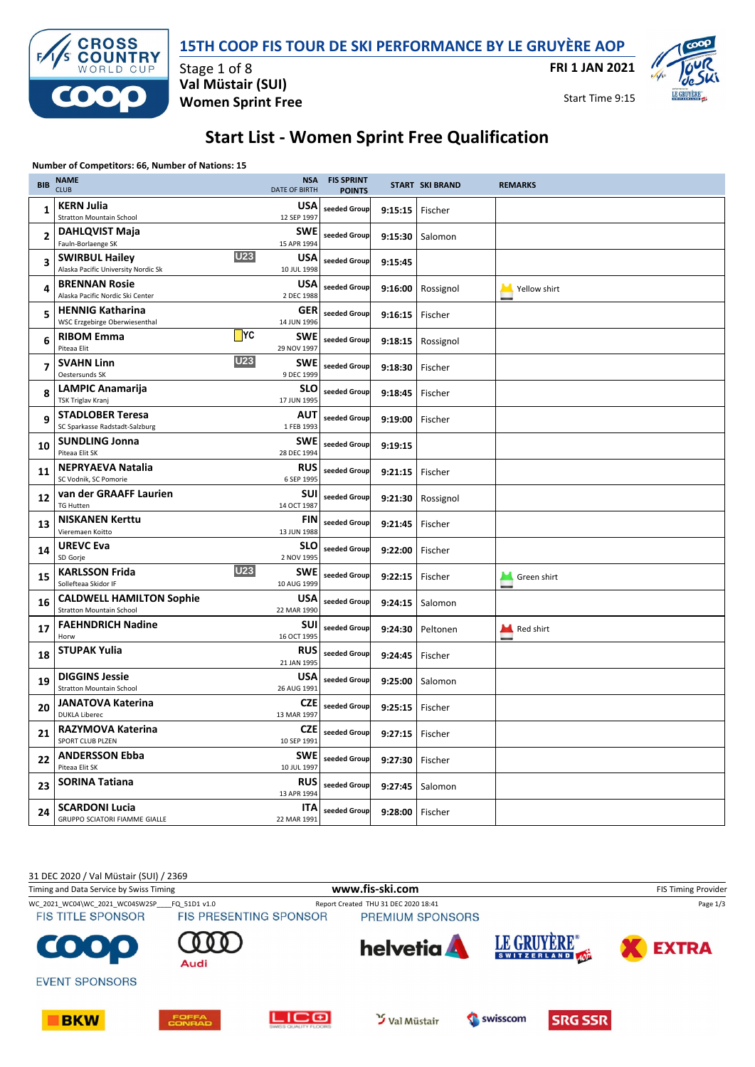# 15TH COOP FIS TOUR DE SKI PERFORMANCE BY LE GRUYÈRE AOP

Stage 1 of 8
**Val Müstair (SUI)**
**Women Sprint Free**

**FRI 1 JAN 2021**
Start Time 9:15

## Start List - Women Sprint Free Qualification

**Number of Competitors: 66, Number of Nations: 15**

| BIB | NAME / CLUB | | NSA / DATE OF BIRTH | FIS SPRINT POINTS | START | SKI BRAND | REMARKS |
|---|---|---|---|---|---|---|---|
| 1 | **KERN Julia** Stratton Mountain School | | **USA** 12 SEP 1997 | seeded Group | 9:15:15 | Fischer | |
| 2 | **DAHLQVIST Maja** Fauln-Borlaenge SK | | **SWE** 15 APR 1994 | seeded Group | 9:15:30 | Salomon | |
| 3 | **SWIRBUL Hailey** Alaska Pacific University Nordic Sk | U23 | **USA** 10 JUL 1998 | seeded Group | 9:15:45 | | |
| 4 | **BRENNAN Rosie** Alaska Pacific Nordic Ski Center | | **USA** 2 DEC 1988 | seeded Group | 9:16:00 | Rossignol | Yellow shirt |
| 5 | **HENNIG Katharina** WSC Erzgebirge Oberwiesenthal | | **GER** 14 JUN 1996 | seeded Group | 9:16:15 | Fischer | |
| 6 | **RIBOM Emma** Piteaa Elit | YC | **SWE** 29 NOV 1997 | seeded Group | 9:18:15 | Rossignol | |
| 7 | **SVAHN Linn** Oestersunds SK | U23 | **SWE** 9 DEC 1999 | seeded Group | 9:18:30 | Fischer | |
| 8 | **LAMPIC Anamarija** TSK Triglav Kranj | | **SLO** 17 JUN 1995 | seeded Group | 9:18:45 | Fischer | |
| 9 | **STADLOBER Teresa** SC Sparkasse Radstadt-Salzburg | | **AUT** 1 FEB 1993 | seeded Group | 9:19:00 | Fischer | |
| 10 | **SUNDLING Jonna** Piteaa Elit SK | | **SWE** 28 DEC 1994 | seeded Group | 9:19:15 | | |
| 11 | **NEPRYAEVA Natalia** SC Vodnik, SC Pomorie | | **RUS** 6 SEP 1995 | seeded Group | 9:21:15 | Fischer | |
| 12 | **van der GRAAFF Laurien** TG Hutten | | **SUI** 14 OCT 1987 | seeded Group | 9:21:30 | Rossignol | |
| 13 | **NISKANEN Kerttu** Vieremaen Koitto | | **FIN** 13 JUN 1988 | seeded Group | 9:21:45 | Fischer | |
| 14 | **UREVC Eva** SD Gorje | | **SLO** 2 NOV 1995 | seeded Group | 9:22:00 | Fischer | |
| 15 | **KARLSSON Frida** Solleftea Skidor IF | U23 | **SWE** 10 AUG 1999 | seeded Group | 9:22:15 | Fischer | Green shirt |
| 16 | **CALDWELL HAMILTON Sophie** Stratton Mountain School | | **USA** 22 MAR 1990 | seeded Group | 9:24:15 | Salomon | |
| 17 | **FAEHNDRICH Nadine** Horw | | **SUI** 16 OCT 1995 | seeded Group | 9:24:30 | Peltonen | Red shirt |
| 18 | **STUPAK Yulia** | | **RUS** 21 JAN 1995 | seeded Group | 9:24:45 | Fischer | |
| 19 | **DIGGINS Jessie** Stratton Mountain School | | **USA** 26 AUG 1991 | seeded Group | 9:25:00 | Salomon | |
| 20 | **JANATOVA Katerina** DUKLA Liberec | | **CZE** 13 MAR 1997 | seeded Group | 9:25:15 | Fischer | |
| 21 | **RAZYMOVA Katerina** SPORT CLUB PLZEN | | **CZE** 10 SEP 1991 | seeded Group | 9:27:15 | Fischer | |
| 22 | **ANDERSSON Ebba** Piteaa Elit SK | | **SWE** 10 JUL 1997 | seeded Group | 9:27:30 | Fischer | |
| 23 | **SORINA Tatiana** | | **RUS** 13 APR 1994 | seeded Group | 9:27:45 | Salomon | |
| 24 | **SCARDONI Lucia** GRUPPO SCIATORI FIAMME GIALLE | | **ITA** 22 MAR 1991 | seeded Group | 9:28:00 | Fischer | |

31 DEC 2020 / Val Müstair (SUI) / 2369
Timing and Data Service by Swiss Timing — www.fis-ski.com — FIS Timing Provider
WC_2021_WC04\WC_2021_WC04SW2SP___FQ_51D1 v1.0 — Report Created THU 31 DEC 2020 18:41

FIS TITLE SPONSOR — FIS PRESENTING SPONSOR — PREMIUM SPONSORS
EVENT SPONSORS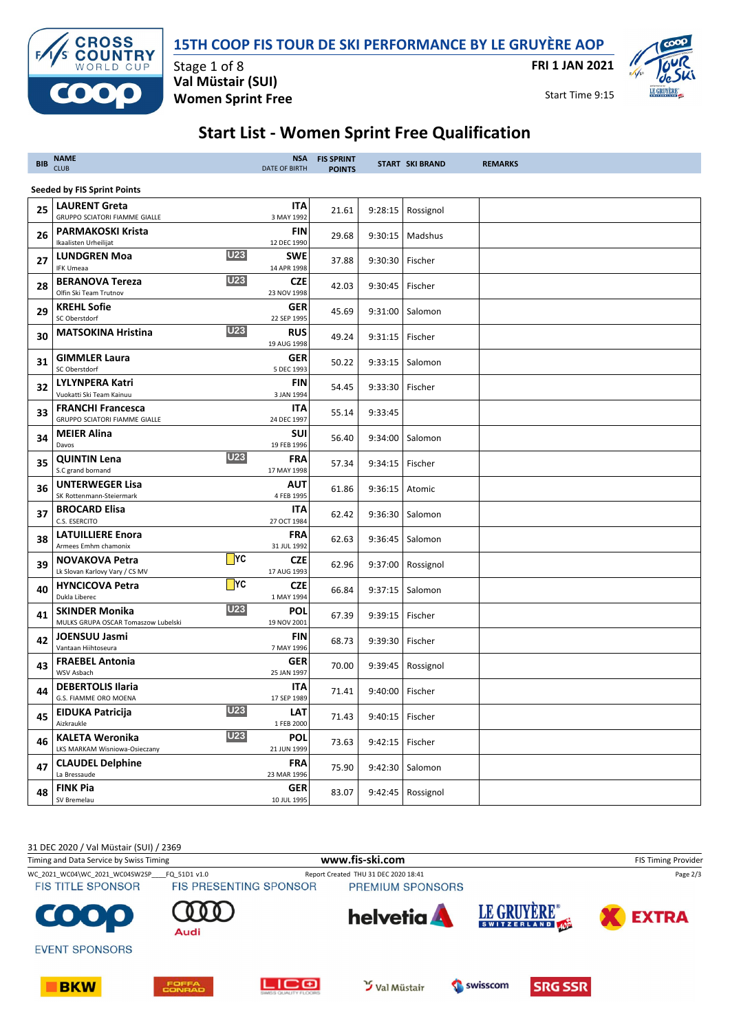# 15TH COOP FIS TOUR DE SKI PERFORMANCE BY LE GRUYÈRE AOP

Stage 1 of 8
**Val Müstair (SUI)**
**Women Sprint Free**

**FRI 1 JAN 2021**
Start Time 9:15

## Start List - Women Sprint Free Qualification

| BIB | NAME / CLUB | | NSA / DATE OF BIRTH | FIS SPRINT POINTS | START | SKI BRAND | REMARKS |
|---|---|---|---|---|---|---|---|
| **Seeded by FIS Sprint Points** | | | | | | | |
| 25 | **LAURENT Greta** GRUPPO SCIATORI FIAMME GIALLE | | **ITA** 3 MAY 1992 | 21.61 | 9:28:15 | Rossignol | |
| 26 | **PARMAKOSKI Krista** Ikaalisten Urheilijat | | **FIN** 12 DEC 1990 | 29.68 | 9:30:15 | Madshus | |
| 27 | **LUNDGREN Moa** IFK Umeaa | U23 | **SWE** 14 APR 1998 | 37.88 | 9:30:30 | Fischer | |
| 28 | **BERANOVA Tereza** Olfin Ski Team Trutnov | U23 | **CZE** 23 NOV 1998 | 42.03 | 9:30:45 | Fischer | |
| 29 | **KREHL Sofie** SC Oberstdorf | | **GER** 22 SEP 1995 | 45.69 | 9:31:00 | Salomon | |
| 30 | **MATSOKINA Hristina** | U23 | **RUS** 19 AUG 1998 | 49.24 | 9:31:15 | Fischer | |
| 31 | **GIMMLER Laura** SC Oberstdorf | | **GER** 5 DEC 1993 | 50.22 | 9:33:15 | Salomon | |
| 32 | **LYLYNPERA Katri** Vuokatti Ski Team Kainuu | | **FIN** 3 JAN 1994 | 54.45 | 9:33:30 | Fischer | |
| 33 | **FRANCHI Francesca** GRUPPO SCIATORI FIAMME GIALLE | | **ITA** 24 DEC 1997 | 55.14 | 9:33:45 | | |
| 34 | **MEIER Alina** Davos | | **SUI** 19 FEB 1996 | 56.40 | 9:34:00 | Salomon | |
| 35 | **QUINTIN Lena** S.C grand bornand | U23 | **FRA** 17 MAY 1998 | 57.34 | 9:34:15 | Fischer | |
| 36 | **UNTERWEGER Lisa** SK Rottenmann-Steiermark | | **AUT** 4 FEB 1995 | 61.86 | 9:36:15 | Atomic | |
| 37 | **BROCARD Elisa** C.S. ESERCITO | | **ITA** 27 OCT 1984 | 62.42 | 9:36:30 | Salomon | |
| 38 | **LATUILLIERE Enora** Armees Emhm chamonix | | **FRA** 31 JUL 1992 | 62.63 | 9:36:45 | Salomon | |
| 39 | **NOVAKOVA Petra** Lk Slovan Karlovy Vary / CS MV | YC | **CZE** 17 AUG 1993 | 62.96 | 9:37:00 | Rossignol | |
| 40 | **HYNCICOVA Petra** Dukla Liberec | YC | **CZE** 1 MAY 1994 | 66.84 | 9:37:15 | Salomon | |
| 41 | **SKINDER Monika** MULKS GRUPA OSCAR Tomaszow Lubelski | U23 | **POL** 19 NOV 2001 | 67.39 | 9:39:15 | Fischer | |
| 42 | **JOENSUU Jasmi** Vantaan Hiihtoseura | | **FIN** 7 MAY 1996 | 68.73 | 9:39:30 | Fischer | |
| 43 | **FRAEBEL Antonia** WSV Asbach | | **GER** 25 JAN 1997 | 70.00 | 9:39:45 | Rossignol | |
| 44 | **DEBERTOLIS Ilaria** G.S. FIAMME ORO MOENA | | **ITA** 17 SEP 1989 | 71.41 | 9:40:00 | Fischer | |
| 45 | **EIDUKA Patricija** Aizkraukle | U23 | **LAT** 1 FEB 2000 | 71.43 | 9:40:15 | Fischer | |
| 46 | **KALETA Weronika** LKS MARKAM Wisniowa-Osieczany | U23 | **POL** 21 JUN 1999 | 73.63 | 9:42:15 | Fischer | |
| 47 | **CLAUDEL Delphine** La Bressaude | | **FRA** 23 MAR 1996 | 75.90 | 9:42:30 | Salomon | |
| 48 | **FINK Pia** SV Bremelau | | **GER** 10 JUL 1995 | 83.07 | 9:42:45 | Rossignol | |

31 DEC 2020 / Val Müstair (SUI) / 2369
Timing and Data Service by Swiss Timing — www.fis-ski.com — FIS Timing Provider
WC_2021_WC04\WC_2021_WC04SW2SP___FQ_51D1 v1.0 — Report Created THU 31 DEC 2020 18:41

FIS TITLE SPONSOR: COOP — FIS PRESENTING SPONSOR: Audi — PREMIUM SPONSORS: helvetia, LE GRUYÈRE SWITZERLAND AOP, EXTRA

EVENT SPONSORS: BKW, FOFFA CONRAD, LICO, Val Müstair, swisscom, SRG SSR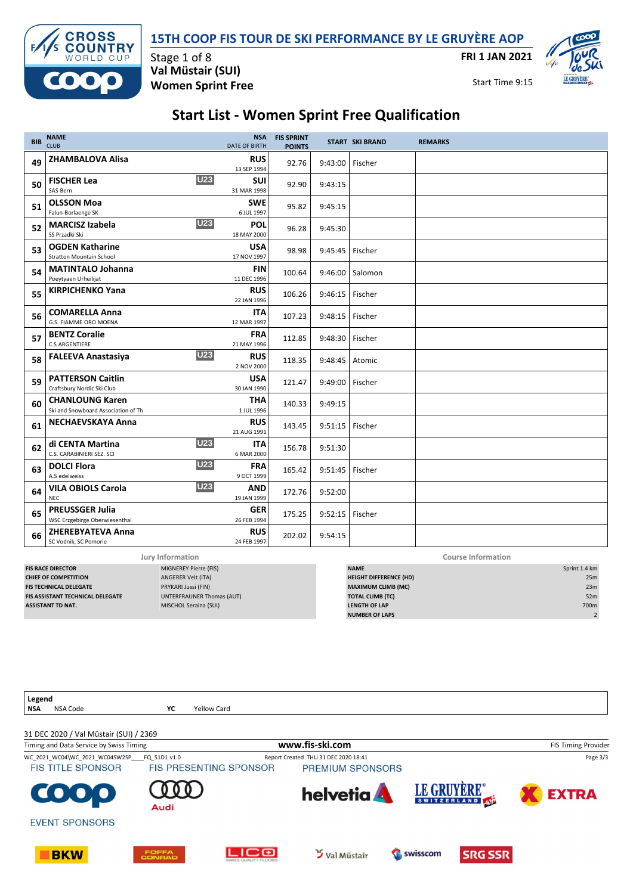# 15TH COOP FIS TOUR DE SKI PERFORMANCE BY LE GRUYÈRE AOP

Stage 1 of 8
**Val Müstair (SUI)**
**Women Sprint Free**

**FRI 1 JAN 2021**
Start Time 9:15

## Start List - Women Sprint Free Qualification

| BIB | NAME / CLUB | | NSA / DATE OF BIRTH | FIS SPRINT POINTS | START | SKI BRAND | REMARKS |
|---|---|---|---|---|---|---|---|
| 49 | **ZHAMBALOVA Alisa** | | **RUS** 13 SEP 1994 | 92.76 | 9:43:00 | Fischer | |
| 50 | **FISCHER Lea** SAS Bern | U23 | **SUI** 31 MAR 1998 | 92.90 | 9:43:15 | | |
| 51 | **OLSSON Moa** Falun-Borlaenge SK | | **SWE** 6 JUL 1997 | 95.82 | 9:45:15 | | |
| 52 | **MARCISZ Izabela** SS Przadki Ski | U23 | **POL** 18 MAY 2000 | 96.28 | 9:45:30 | | |
| 53 | **OGDEN Katharine** Stratton Mountain School | | **USA** 17 NOV 1997 | 98.98 | 9:45:45 | Fischer | |
| 54 | **MATINTALO Johanna** Poeytyaen Urheilijat | | **FIN** 11 DEC 1996 | 100.64 | 9:46:00 | Salomon | |
| 55 | **KIRPICHENKO Yana** | | **RUS** 22 JAN 1996 | 106.26 | 9:46:15 | Fischer | |
| 56 | **COMARELLA Anna** G.S. FIAMME ORO MOENA | | **ITA** 12 MAR 1997 | 107.23 | 9:48:15 | Fischer | |
| 57 | **BENTZ Coralie** C.S ARGENTIERE | | **FRA** 21 MAY 1996 | 112.85 | 9:48:30 | Fischer | |
| 58 | **FALEEVA Anastasiya** | U23 | **RUS** 2 NOV 2000 | 118.35 | 9:48:45 | Atomic | |
| 59 | **PATTERSON Caitlin** Craftsbury Nordic Ski Club | | **USA** 30 JAN 1990 | 121.47 | 9:49:00 | Fischer | |
| 60 | **CHANLOUNG Karen** Ski and Snowboard Association of Th | | **THA** 1 JUL 1996 | 140.33 | 9:49:15 | | |
| 61 | **NECHAEVSKAYA Anna** | | **RUS** 21 AUG 1991 | 143.45 | 9:51:15 | Fischer | |
| 62 | **di CENTA Martina** C.S. CARABINIERI SEZ. SCI | U23 | **ITA** 6 MAR 2000 | 156.78 | 9:51:30 | | |
| 63 | **DOLCI Flora** A.S edelweiss | U23 | **FRA** 9 OCT 1999 | 165.42 | 9:51:45 | Fischer | |
| 64 | **VILA OBIOLS Carola** NEC | U23 | **AND** 19 JAN 1999 | 172.76 | 9:52:00 | | |
| 65 | **PREUSSGER Julia** WSC Erzgebirge Oberwiesenthal | | **GER** 26 FEB 1994 | 175.25 | 9:52:15 | Fischer | |
| 66 | **ZHEREBYATEVA Anna** SC Vodnik, SC Pomorie | | **RUS** 24 FEB 1997 | 202.02 | 9:54:15 | | |

### Jury Information

| | |
|---|---|
| **FIS RACE DIRECTOR** | MIGNEREY Pierre (FIS) |
| **CHIEF OF COMPETITION** | ANGERER Veit (ITA) |
| **FIS TECHNICAL DELEGATE** | PRYKARI Jussi (FIN) |
| **FIS ASSISTANT TECHNICAL DELEGATE** | UNTERFRAUNER Thomas (AUT) |
| **ASSISTANT TD NAT.** | MISCHOL Seraina (SUI) |

### Course Information

| | |
|---|---|
| **NAME** | Sprint 1.4 km |
| **HEIGHT DIFFERENCE (HD)** | 25m |
| **MAXIMUM CLIMB (MC)** | 23m |
| **TOTAL CLIMB (TC)** | 52m |
| **LENGTH OF LAP** | 700m |
| **NUMBER OF LAPS** | 2 |

**Legend**
NSA NSA Code — YC Yellow Card

31 DEC 2020 / Val Müstair (SUI) / 2369
Timing and Data Service by Swiss Timing — www.fis-ski.com — FIS Timing Provider
WC_2021_WC04\WC_2021_WC04SW2SP___FQ_51D1 v1.0 — Report Created THU 31 DEC 2020 18:41

FIS TITLE SPONSOR — FIS PRESENTING SPONSOR — PREMIUM SPONSORS
EVENT SPONSORS